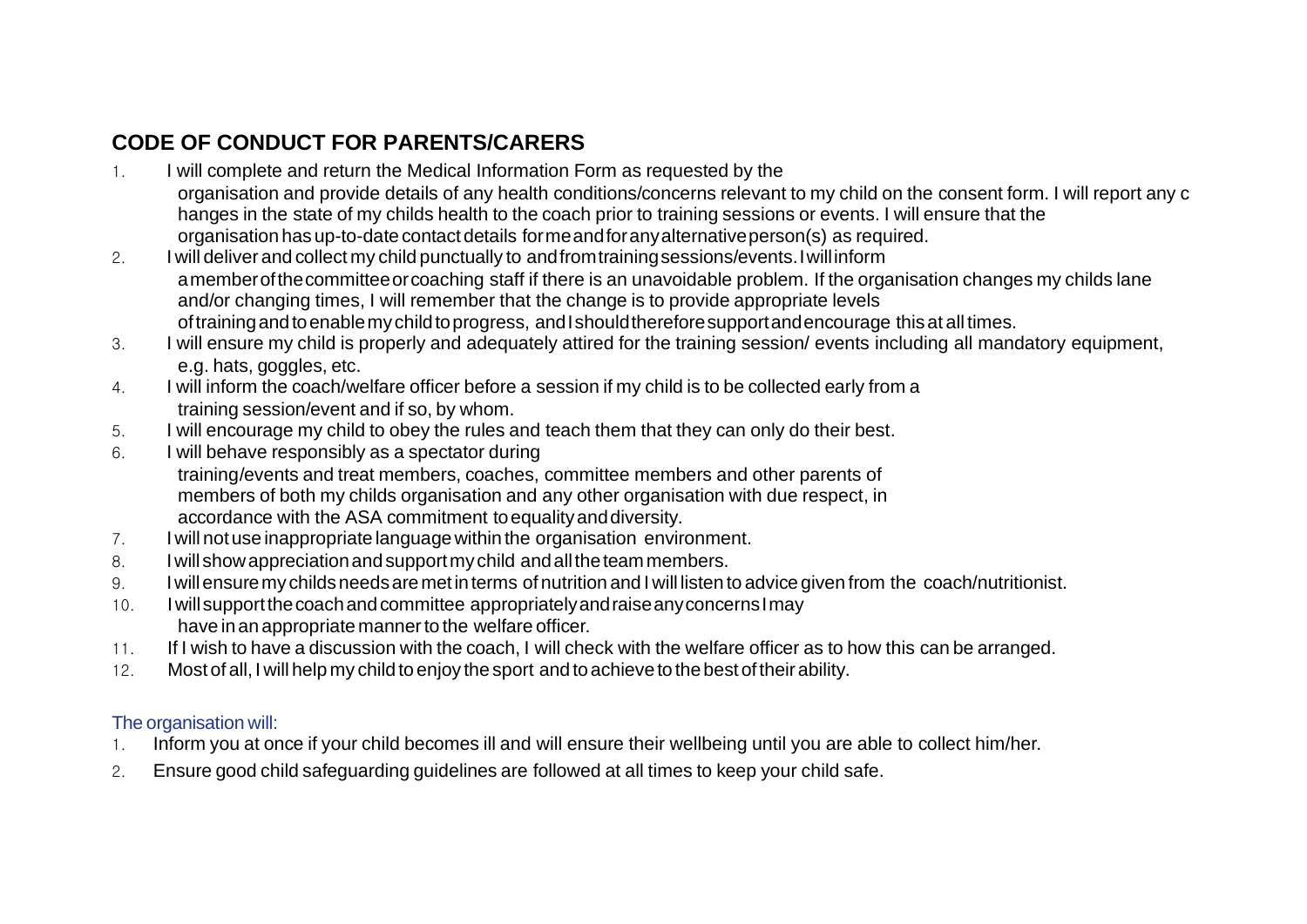## CODE OF CONDUCT FOR PARENTS/CARERS

1. I will complete and return the Medical Information Form as requested by the organisation and provide details of any health conditions/concerns relevant to my child on the consent form. I will report any changes in the state of my childs health to the coach prior to training sessions or events. I will ensure that the organisation has up-to-date contact details for me and for any alternative person(s) as required.
2. I will deliver and collect my child punctually to and from training sessions/events. I will inform a member of the committee or coaching staff if there is an unavoidable problem. If the organisation changes my childs lane and/or changing times, I will remember that the change is to provide appropriate levels of training and to enable my child to progress, and I should therefore support and encourage this at all times.
3. I will ensure my child is properly and adequately attired for the training session/ events including all mandatory equipment, e.g. hats, goggles, etc.
4. I will inform the coach/welfare officer before a session if my child is to be collected early from a training session/event and if so, by whom.
5. I will encourage my child to obey the rules and teach them that they can only do their best.
6. I will behave responsibly as a spectator during training/events and treat members, coaches, committee members and other parents of members of both my childs organisation and any other organisation with due respect, in accordance with the ASA commitment to equality and diversity.
7. I will not use inappropriate language within the organisation environment.
8. I will show appreciation and support my child and all the team members.
9. I will ensure my childs needs are met in terms of nutrition and I will listen to advice given from the coach/nutritionist.
10. I will support the coach and committee appropriately and raise any concerns I may have in an appropriate manner to the welfare officer.
11. If I wish to have a discussion with the coach, I will check with the welfare officer as to how this can be arranged.
12. Most of all, I will help my child to enjoy the sport and to achieve to the best of their ability.

The organisation will:

1. Inform you at once if your child becomes ill and will ensure their wellbeing until you are able to collect him/her.
2. Ensure good child safeguarding guidelines are followed at all times to keep your child safe.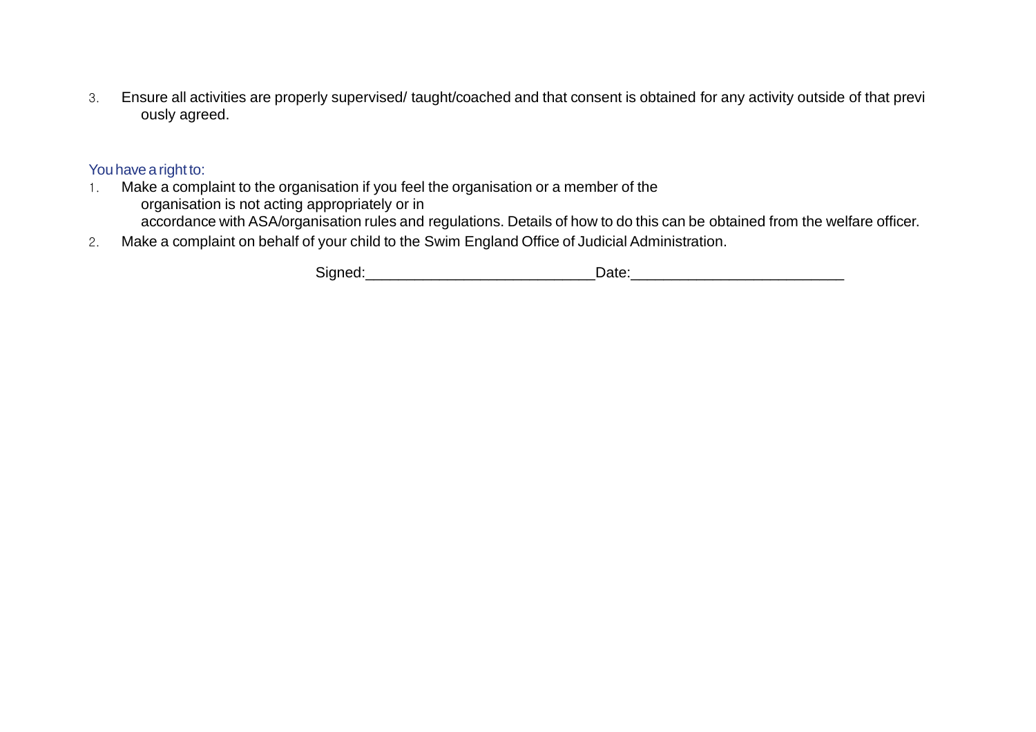3. Ensure all activities are properly supervised/ taught/coached and that consent is obtained for any activity outside of that previously agreed.

You have a right to:

1. Make a complaint to the organisation if you feel the organisation or a member of the organisation is not acting appropriately or in accordance with ASA/organisation rules and regulations. Details of how to do this can be obtained from the welfare officer.
2. Make a complaint on behalf of your child to the Swim England Office of Judicial Administration.

Signed:___________________________Date:_________________________